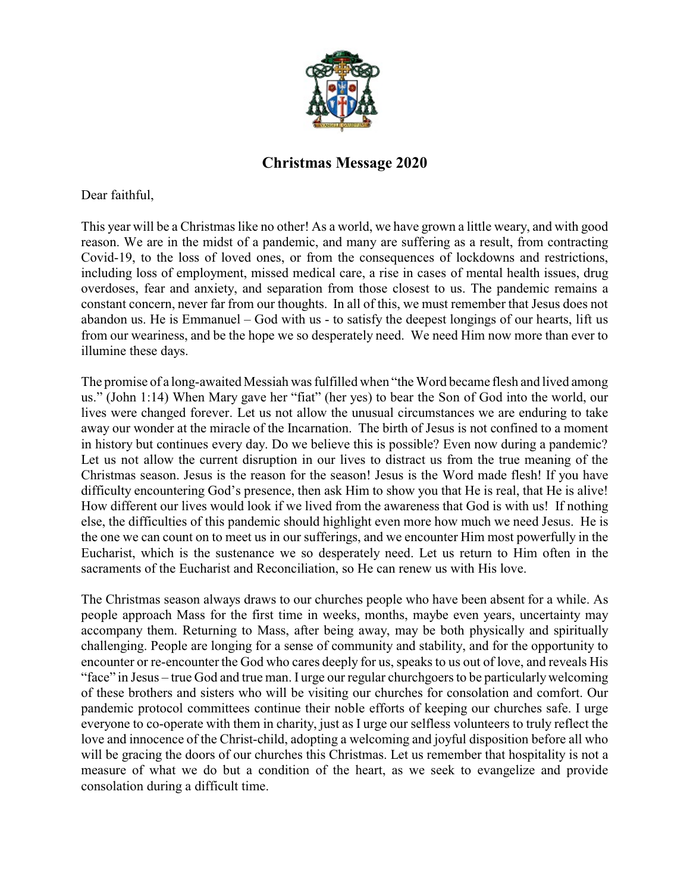# Christmas Message 2020

Dear faithful,

This year will be a Christmas like no other! As a world, we have grown a little weary, and with good reason. We are in the midst of a pandemic, and many are suffering as a result, from contracting Covid-19, to the loss of loved ones, or from the consequences of lockdowns and restrictions, including loss of employment, missed medical care, a rise in cases of mental health issues, drug overdoses, fear and anxiety, and separation from those closest to us. The pandemic remains a constant concern, never far from our thoughts. In all of this, we must remember that Jesus does not abandon us. He is Emmanuel – God with us - to satisfy the deepest longings of our hearts, lift us from our weariness, and be the hope we so desperately need. We need Him now more than ever to illumine these days.

The promise of a long-awaited Messiah was fulfilled when "the Word became flesh and lived among us." (John 1:14) When Mary gave her "fiat" (her yes) to bear the Son of God into the world, our lives were changed forever. Let us not allow the unusual circumstances we are enduring to take away our wonder at the miracle of the Incarnation. The birth of Jesus is not confined to a moment in history but continues every day. Do we believe this is possible? Even now during a pandemic? Let us not allow the current disruption in our lives to distract us from the true meaning of the Christmas season. Jesus is the reason for the season! Jesus is the Word made flesh! If you have difficulty encountering God's presence, then ask Him to show you that He is real, that He is alive! How different our lives would look if we lived from the awareness that God is with us! If nothing else, the difficulties of this pandemic should highlight even more how much we need Jesus. He is the one we can count on to meet us in our sufferings, and we encounter Him most powerfully in the Eucharist, which is the sustenance we so desperately need. Let us return to Him often in the sacraments of the Eucharist and Reconciliation, so He can renew us with His love.

The Christmas season always draws to our churches people who have been absent for a while. As people approach Mass for the first time in weeks, months, maybe even years, uncertainty may accompany them. Returning to Mass, after being away, may be both physically and spiritually challenging. People are longing for a sense of community and stability, and for the opportunity to encounter or re-encounter the God who cares deeply for us, speaks to us out of love, and reveals His "face" in Jesus – true God and true man. I urge our regular churchgoers to be particularly welcoming of these brothers and sisters who will be visiting our churches for consolation and comfort. Our pandemic protocol committees continue their noble efforts of keeping our churches safe. I urge everyone to co-operate with them in charity, just as I urge our selfless volunteers to truly reflect the love and innocence of the Christ-child, adopting a welcoming and joyful disposition before all who will be gracing the doors of our churches this Christmas. Let us remember that hospitality is not a measure of what we do but a condition of the heart, as we seek to evangelize and provide consolation during a difficult time.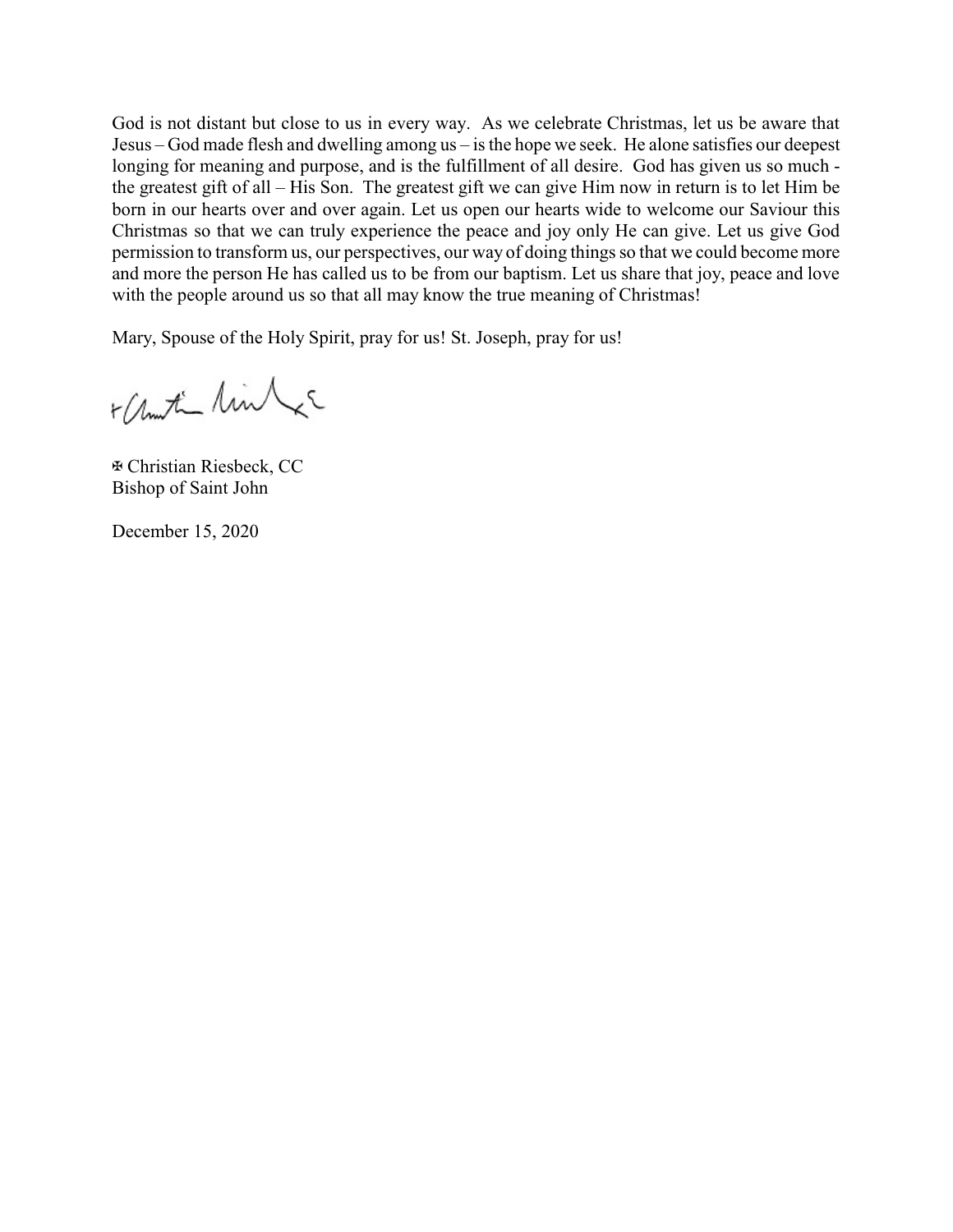God is not distant but close to us in every way. As we celebrate Christmas, let us be aware that Jesus – God made flesh and dwelling among us – is the hope we seek. He alone satisfies our deepest longing for meaning and purpose, and is the fulfillment of all desire. God has given us so much - the greatest gift of all – His Son. The greatest gift we can give Him now in return is to let Him be born in our hearts over and over again. Let us open our hearts wide to welcome our Saviour this Christmas so that we can truly experience the peace and joy only He can give. Let us give God permission to transform us, our perspectives, our way of doing things so that we could become more and more the person He has called us to be from our baptism. Let us share that joy, peace and love with the people around us so that all may know the true meaning of Christmas!

Mary, Spouse of the Holy Spirit, pray for us! St. Joseph, pray for us!

✠ Christian Riesbeck, CC
Bishop of Saint John

December 15, 2020